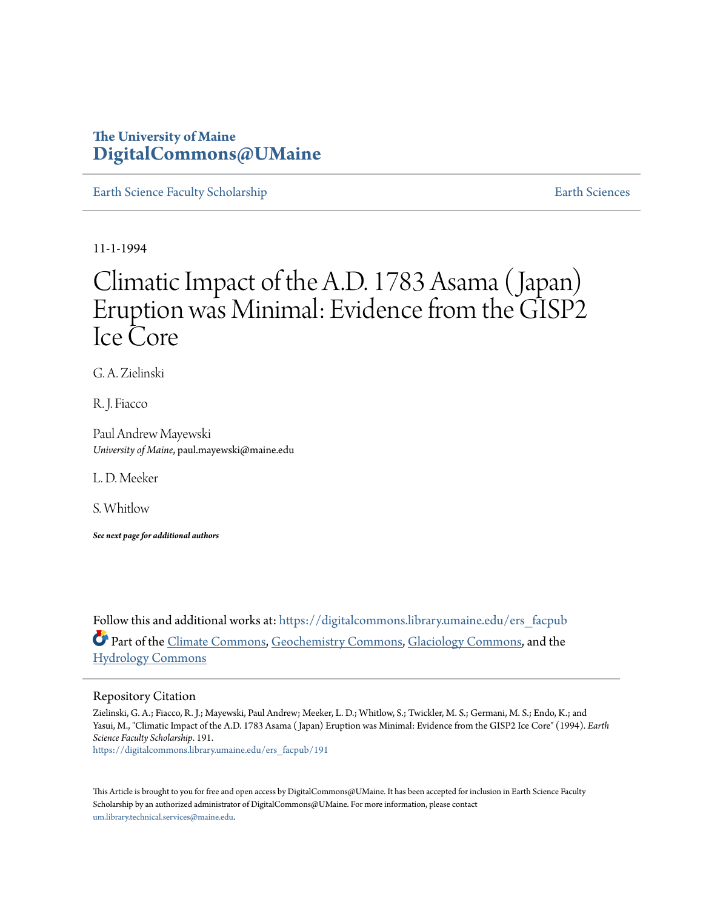**The University of Maine**
**DigitalCommons@UMaine**

Earth Science Faculty Scholarship | Earth Sciences

11-1-1994

# Climatic Impact of the A.D. 1783 Asama (Japan) Eruption was Minimal: Evidence from the GISP2 Ice Core

G. A. Zielinski

R. J. Fiacco

Paul Andrew Mayewski
*University of Maine*, paul.mayewski@maine.edu

L. D. Meeker

S. Whitlow

***See next page for additional authors***

Follow this and additional works at: https://digitalcommons.library.umaine.edu/ers_facpub

Part of the Climate Commons, Geochemistry Commons, Glaciology Commons, and the Hydrology Commons

## Repository Citation

Zielinski, G. A.; Fiacco, R. J.; Mayewski, Paul Andrew; Meeker, L. D.; Whitlow, S.; Twickler, M. S.; Germani, M. S.; Endo, K.; and Yasui, M., "Climatic Impact of the A.D. 1783 Asama (Japan) Eruption was Minimal: Evidence from the GISP2 Ice Core" (1994). *Earth Science Faculty Scholarship*. 191.
https://digitalcommons.library.umaine.edu/ers_facpub/191

This Article is brought to you for free and open access by DigitalCommons@UMaine. It has been accepted for inclusion in Earth Science Faculty Scholarship by an authorized administrator of DigitalCommons@UMaine. For more information, please contact um.library.technical.services@maine.edu.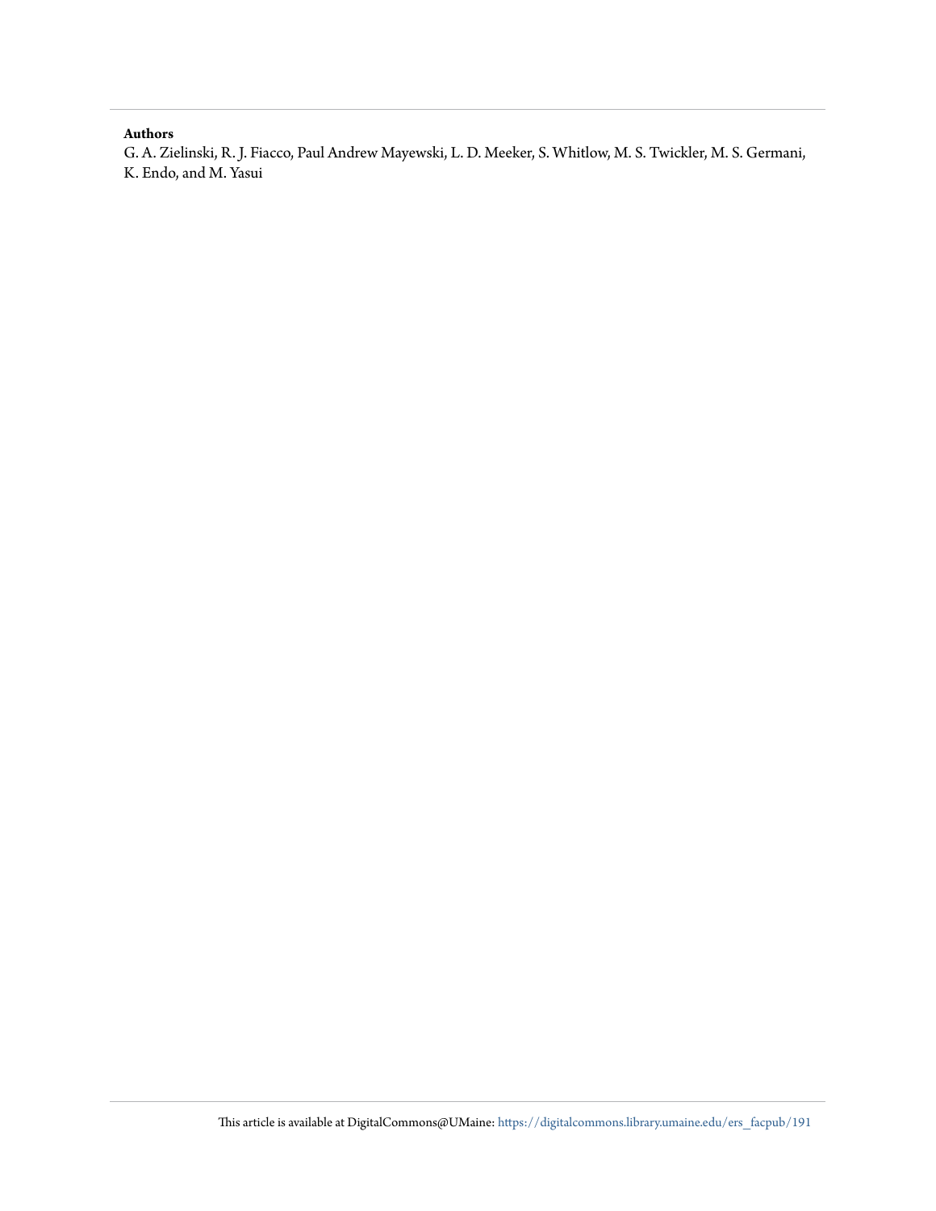**Authors**

G. A. Zielinski, R. J. Fiacco, Paul Andrew Mayewski, L. D. Meeker, S. Whitlow, M. S. Twickler, M. S. Germani, K. Endo, and M. Yasui

This article is available at DigitalCommons@UMaine: https://digitalcommons.library.umaine.edu/ers_facpub/191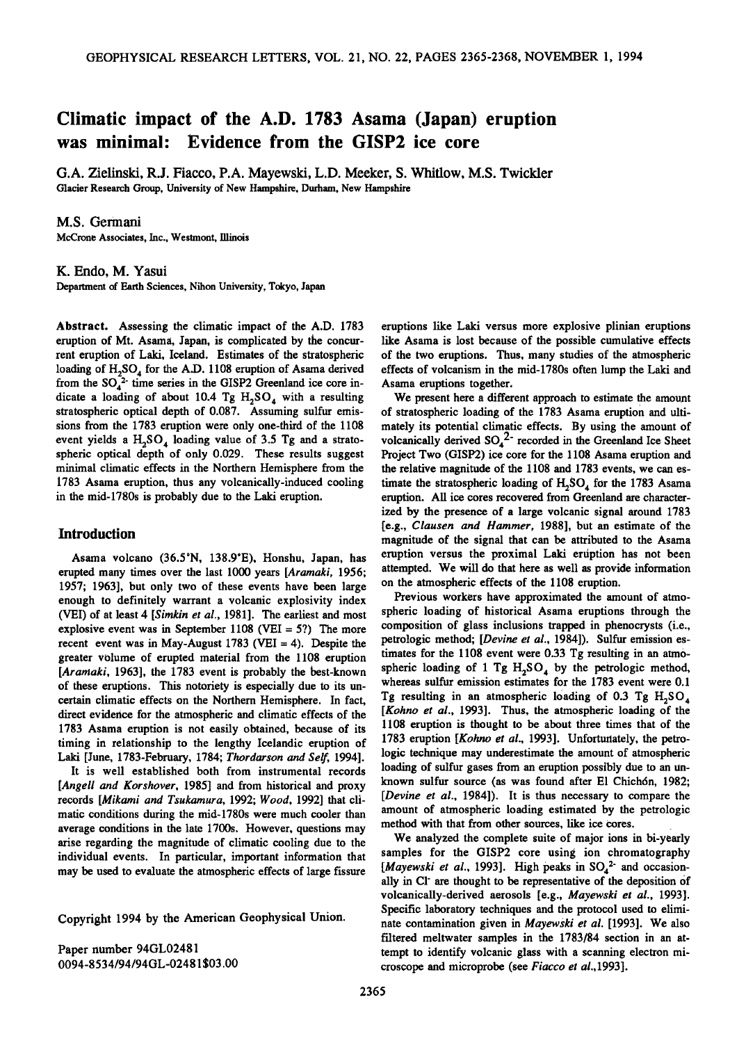# Climatic impact of the A.D. 1783 Asama (Japan) eruption was minimal: Evidence from the GISP2 ice core

G.A. Zielinski, R.J. Fiacco, P.A. Mayewski, L.D. Meeker, S. Whitlow, M.S. Twickler
Glacier Research Group, University of New Hampshire, Durham, New Hampshire

M.S. Germani
McCrone Associates, Inc., Westmont, Illinois

K. Endo, M. Yasui
Department of Earth Sciences, Nihon University, Tokyo, Japan

**Abstract.** Assessing the climatic impact of the A.D. 1783 eruption of Mt. Asama, Japan, is complicated by the concurrent eruption of Laki, Iceland. Estimates of the stratospheric loading of $H_2SO_4$ for the A.D. 1108 eruption of Asama derived from the $SO_4^{2-}$ time series in the GISP2 Greenland ice core indicate a loading of about 10.4 Tg $H_2SO_4$ with a resulting stratospheric optical depth of 0.087. Assuming sulfur emissions from the 1783 eruption were only one-third of the 1108 event yields a $H_2SO_4$ loading value of 3.5 Tg and a stratospheric optical depth of only 0.029. These results suggest minimal climatic effects in the Northern Hemisphere from the 1783 Asama eruption, thus any volcanically-induced cooling in the mid-1780s is probably due to the Laki eruption.

## Introduction

Asama volcano (36.5°N, 138.9°E), Honshu, Japan, has erupted many times over the last 1000 years [*Aramaki*, 1956; 1957; 1963], but only two of these events have been large enough to definitely warrant a volcanic explosivity index (VEI) of at least 4 [*Simkin et al.*, 1981]. The earliest and most explosive event was in September 1108 (VEI = 5?) The more recent event was in May-August 1783 (VEI = 4). Despite the greater volume of erupted material from the 1108 eruption [*Aramaki*, 1963], the 1783 event is probably the best-known of these eruptions. This notoriety is especially due to its uncertain climatic effects on the Northern Hemisphere. In fact, direct evidence for the atmospheric and climatic effects of the 1783 Asama eruption is not easily obtained, because of its timing in relationship to the lengthy Icelandic eruption of Laki [June, 1783-February, 1784; *Thordarson and Self*, 1994].

It is well established both from instrumental records [*Angell and Korshover*, 1985] and from historical and proxy records [*Mikami and Tsukamura*, 1992; *Wood*, 1992] that climatic conditions during the mid-1780s were much cooler than average conditions in the late 1700s. However, questions may arise regarding the magnitude of climatic cooling due to the individual events. In particular, important information that may be used to evaluate the atmospheric effects of large fissure eruptions like Laki versus more explosive plinian eruptions like Asama is lost because of the possible cumulative effects of the two eruptions. Thus, many studies of the atmospheric effects of volcanism in the mid-1780s often lump the Laki and Asama eruptions together.

We present here a different approach to estimate the amount of stratospheric loading of the 1783 Asama eruption and ultimately its potential climatic effects. By using the amount of volcanically derived $SO_4^{2-}$ recorded in the Greenland Ice Sheet Project Two (GISP2) ice core for the 1108 Asama eruption and the relative magnitude of the 1108 and 1783 events, we can estimate the stratospheric loading of $H_2SO_4$ for the 1783 Asama eruption. All ice cores recovered from Greenland are characterized by the presence of a large volcanic signal around 1783 [e.g., *Clausen and Hammer*, 1988], but an estimate of the magnitude of the signal that can be attributed to the Asama eruption versus the proximal Laki eruption has not been attempted. We will do that here as well as provide information on the atmospheric effects of the 1108 eruption.

Previous workers have approximated the amount of atmospheric loading of historical Asama eruptions through the composition of glass inclusions trapped in phenocrysts (i.e., petrologic method; [*Devine et al.*, 1984]). Sulfur emission estimates for the 1108 event were 0.33 Tg resulting in an atmospheric loading of 1 Tg $H_2SO_4$ by the petrologic method, whereas sulfur emission estimates for the 1783 event were 0.1 Tg resulting in an atmospheric loading of 0.3 Tg $H_2SO_4$ [*Kohno et al.*, 1993]. Thus, the atmospheric loading of the 1108 eruption is thought to be about three times that of the 1783 eruption [*Kohno et al.*, 1993]. Unfortunately, the petrologic technique may underestimate the amount of atmospheric loading of sulfur gases from an eruption possibly due to an unknown sulfur source (as was found after El Chichón, 1982; [*Devine et al.*, 1984]). It is thus necessary to compare the amount of atmospheric loading estimated by the petrologic method with that from other sources, like ice cores.

We analyzed the complete suite of major ions in bi-yearly samples for the GISP2 core using ion chromatography [*Mayewski et al.*, 1993]. High peaks in $SO_4^{2-}$ and occasionally in $Cl^-$ are thought to be representative of the deposition of volcanically-derived aerosols [e.g., *Mayewski et al.*, 1993]. Specific laboratory techniques and the protocol used to eliminate contamination given in *Mayewski et al.* [1993]. We also filtered meltwater samples in the 1783/84 section in an attempt to identify volcanic glass with a scanning electron microscope and microprobe (see *Fiacco et al.*,1993].

Copyright 1994 by the American Geophysical Union.

Paper number 94GL02481
0094-8534/94/94GL-02481$03.00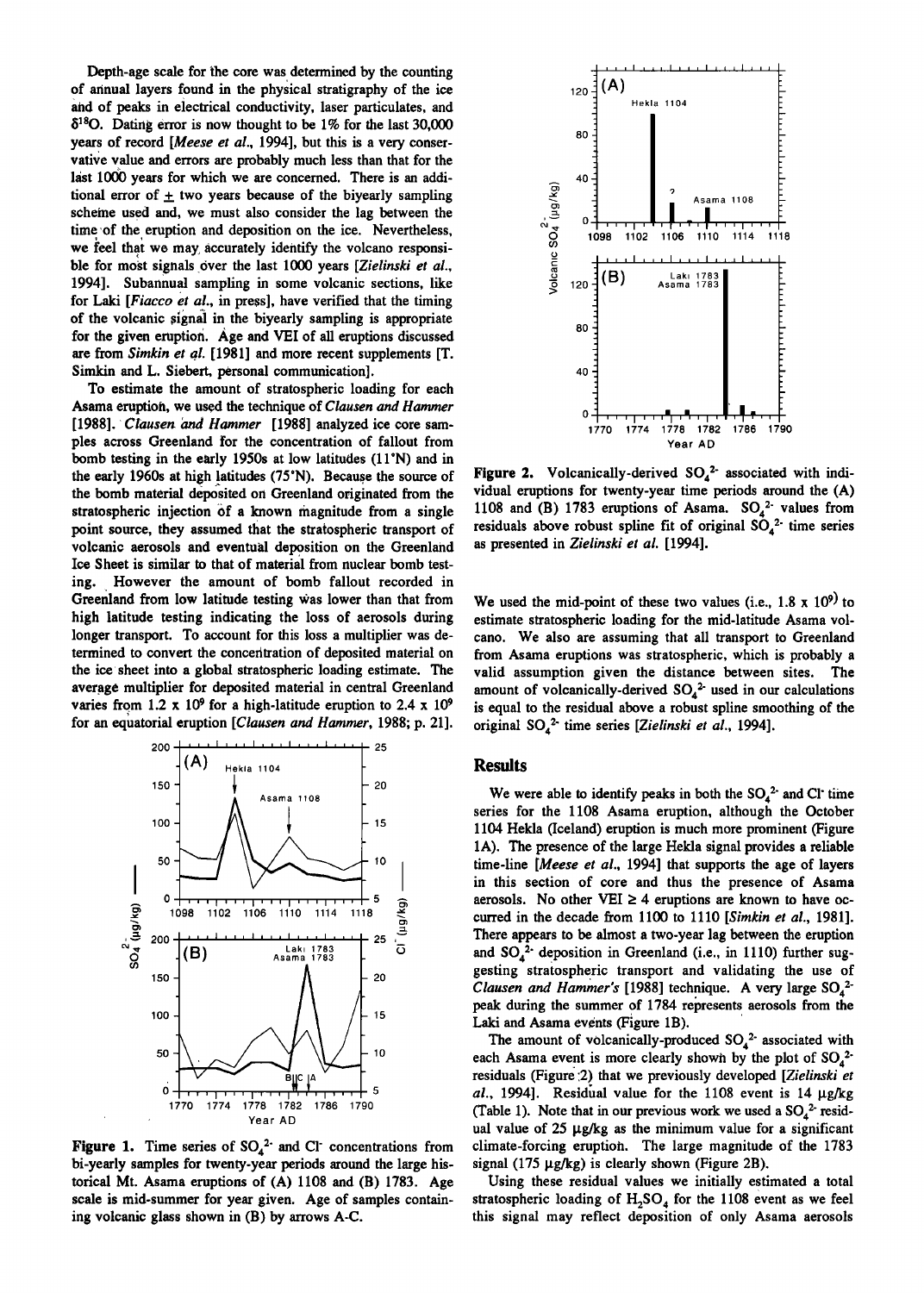Depth-age scale for the core was determined by the counting of annual layers found in the physical stratigraphy of the ice and of peaks in electrical conductivity, laser particulates, and $\delta^{18}O$. Dating error is now thought to be 1% for the last 30,000 years of record [*Meese et al.*, 1994], but this is a very conservative value and errors are probably much less than that for the last 1000 years for which we are concerned. There is an additional error of $\pm$ two years because of the biyearly sampling scheme used and, we must also consider the lag between the time of the eruption and deposition on the ice. Nevertheless, we feel that we may accurately identify the volcano responsible for most signals over the last 1000 years [*Zielinski et al.*, 1994]. Subannual sampling in some volcanic sections, like for Laki [*Fiacco et al.*, in press], have verified that the timing of the volcanic signal in the biyearly sampling is appropriate for the given eruption. Age and VEI of all eruptions discussed are from *Simkin et al.* [1981] and more recent supplements [T. Simkin and L. Siebert, personal communication].

To estimate the amount of stratospheric loading for each Asama eruption, we used the technique of *Clausen and Hammer* [1988]. *Clausen and Hammer* [1988] analyzed ice core samples across Greenland for the concentration of fallout from bomb testing in the early 1950s at low latitudes (11°N) and in the early 1960s at high latitudes (75°N). Because the source of the bomb material deposited on Greenland originated from the stratospheric injection of a known magnitude from a single point source, they assumed that the stratospheric transport of volcanic aerosols and eventual deposition on the Greenland Ice Sheet is similar to that of material from nuclear bomb testing. However the amount of bomb fallout recorded in Greenland from low latitude testing was lower than that from high latitude testing indicating the loss of aerosols during longer transport. To account for this loss a multiplier was determined to convert the concentration of deposited material on the ice sheet into a global stratospheric loading estimate. The average multiplier for deposited material in central Greenland varies from $1.2 \times 10^9$ for a high-latitude eruption to $2.4 \times 10^9$ for an equatorial eruption [*Clausen and Hammer*, 1988; p. 21].

(A)
Hekla 1104
Asama 1108
1098 1102 1106 1110 1114 1118
(B)
Laki 1783
Asama 1783
B|C |A
1770 1774 1778 1782 1786 1790
Year AD
$SO_4^{2-}$ (µg/kg)
$Cl^-$ (µg/kg)

**Figure 1.** Time series of $SO_4^{2-}$ and $Cl^-$ concentrations from bi-yearly samples for twenty-year periods around the large historical Mt. Asama eruptions of (A) 1108 and (B) 1783. Age scale is mid-summer for year given. Age of samples containing volcanic glass shown in (B) by arrows A-C.

(A)
Hekla 1104
?
Asama 1108
1098 1102 1106 1110 1114 1118
(B)
Laki 1783
Asama 1783
1770 1774 1778 1782 1786 1790
Year AD
Volcanic $SO_4^{2-}$ (µg/kg)

**Figure 2.** Volcanically-derived $SO_4^{2-}$ associated with individual eruptions for twenty-year time periods around the (A) 1108 and (B) 1783 eruptions of Asama. $SO_4^{2-}$ values from residuals above robust spline fit of original $SO_4^{2-}$ time series as presented in *Zielinski et al.* [1994].

We used the mid-point of these two values (i.e., $1.8 \times 10^9$) to estimate stratospheric loading for the mid-latitude Asama volcano. We also are assuming that all transport to Greenland from Asama eruptions was stratospheric, which is probably a valid assumption given the distance between sites. The amount of volcanically-derived $SO_4^{2-}$ used in our calculations is equal to the residual above a robust spline smoothing of the original $SO_4^{2-}$ time series [*Zielinski et al.*, 1994].

## Results

We were able to identify peaks in both the $SO_4^{2-}$ and $Cl^-$ time series for the 1108 Asama eruption, although the October 1104 Hekla (Iceland) eruption is much more prominent (Figure 1A). The presence of the large Hekla signal provides a reliable time-line [*Meese et al.*, 1994] that supports the age of layers in this section of core and thus the presence of Asama aerosols. No other VEI $\geq$ 4 eruptions are known to have occurred in the decade from 1100 to 1110 [*Simkin et al.*, 1981]. There appears to be almost a two-year lag between the eruption and $SO_4^{2-}$ deposition in Greenland (i.e., in 1110) further suggesting stratospheric transport and validating the use of *Clausen and Hammer's* [1988] technique. A very large $SO_4^{2-}$ peak during the summer of 1784 represents aerosols from the Laki and Asama events (Figure 1B).

The amount of volcanically-produced $SO_4^{2-}$ associated with each Asama event is more clearly shown by the plot of $SO_4^{2-}$ residuals (Figure 2) that we previously developed [*Zielinski et al.*, 1994]. Residual value for the 1108 event is 14 µg/kg (Table 1). Note that in our previous work we used a $SO_4^{2-}$ residual value of 25 µg/kg as the minimum value for a significant climate-forcing eruption. The large magnitude of the 1783 signal (175 µg/kg) is clearly shown (Figure 2B).

Using these residual values we initially estimated a total stratospheric loading of $H_2SO_4$ for the 1108 event as we feel this signal may reflect deposition of only Asama aerosols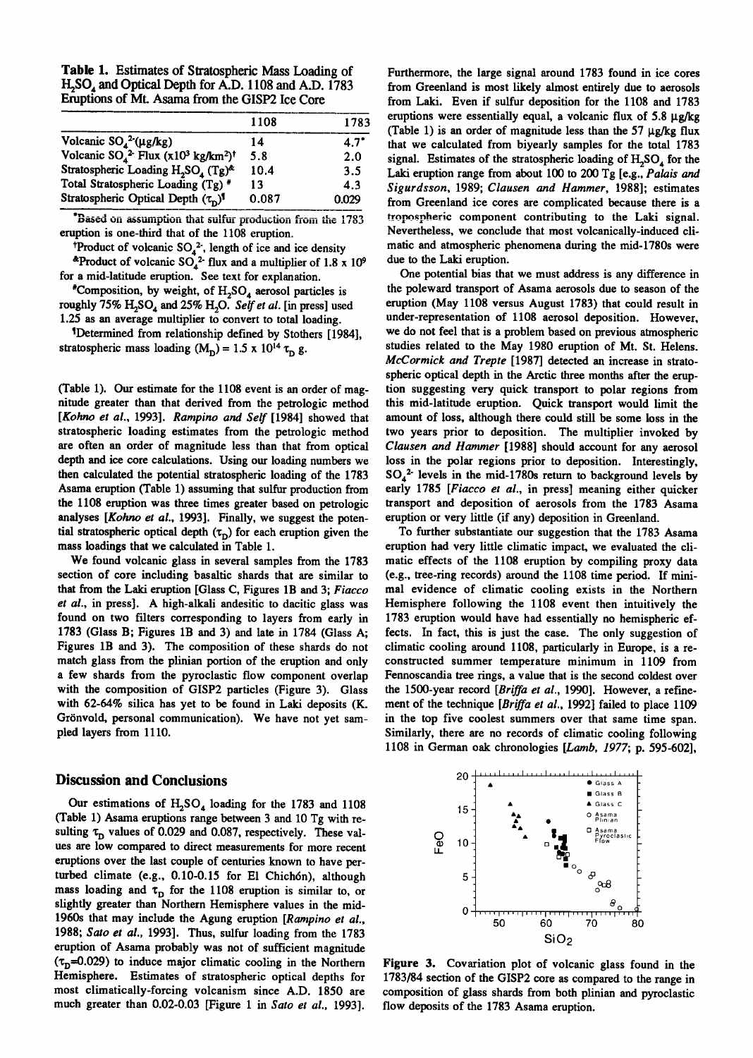**Table 1.** Estimates of Stratospheric Mass Loading of $H_2SO_4$ and Optical Depth for A.D. 1108 and A.D. 1783 Eruptions of Mt. Asama from the GISP2 Ice Core

| | 1108 | 1783 |
|---|---|---|
| Volcanic $SO_4^{2-}$ (μg/kg) | 14 | 4.7* |
| Volcanic $SO_4^{2-}$ Flux ($\times 10^3$ kg/km$^2$)† | 5.8 | 2.0 |
| Stratospheric Loading $H_2SO_4$ (Tg)& | 10.4 | 3.5 |
| Total Stratospheric Loading (Tg) # | 13 | 4.3 |
| Stratospheric Optical Depth ($\tau_D$)¶ | 0.087 | 0.029 |

*Based on assumption that sulfur production from the 1783 eruption is one-third that of the 1108 eruption.

†Product of volcanic $SO_4^{2-}$, length of ice and ice density

&Product of volcanic $SO_4^{2-}$ flux and a multiplier of $1.8 \times 10^9$ for a mid-latitude eruption. See text for explanation.

#Composition, by weight, of $H_2SO_4$ aerosol particles is roughly 75% $H_2SO_4$ and 25% $H_2O$. *Self et al.* [in press] used 1.25 as an average multiplier to convert to total loading.

¶Determined from relationship defined by Stothers [1984], stratospheric mass loading ($M_D$) = $1.5 \times 10^{14}$ $\tau_D$ g.

(Table 1). Our estimate for the 1108 event is an order of magnitude greater than that derived from the petrologic method [*Kohno et al.*, 1993]. *Rampino and Self* [1984] showed that stratospheric loading estimates from the petrologic method are often an order of magnitude less than that from optical depth and ice core calculations. Using our loading numbers we then calculated the potential stratospheric loading of the 1783 Asama eruption (Table 1) assuming that sulfur production from the 1108 eruption was three times greater based on petrologic analyses [*Kohno et al.*, 1993]. Finally, we suggest the potential stratospheric optical depth ($\tau_D$) for each eruption given the mass loadings that we calculated in Table 1.

We found volcanic glass in several samples from the 1783 section of core including basaltic shards that are similar to that from the Laki eruption [Glass C, Figures 1B and 3; *Fiacco et al.*, in press]. A high-alkali andesitic to dacitic glass was found on two filters corresponding to layers from early in 1783 (Glass B; Figures 1B and 3) and late in 1784 (Glass A; Figures 1B and 3). The composition of these shards do not match glass from the plinian portion of the eruption and only a few shards from the pyroclastic flow component overlap with the composition of GISP2 particles (Figure 3). Glass with 62-64% silica has yet to be found in Laki deposits (K. Grönvold, personal communication). We have not yet sampled layers from 1110.

## Discussion and Conclusions

Our estimations of $H_2SO_4$ loading for the 1783 and 1108 (Table 1) Asama eruptions range between 3 and 10 Tg with resulting $\tau_D$ values of 0.029 and 0.087, respectively. These values are low compared to direct measurements for more recent eruptions over the last couple of centuries known to have perturbed climate (e.g., 0.10-0.15 for El Chichón), although mass loading and $\tau_D$ for the 1108 eruption is similar to, or slightly greater than Northern Hemisphere values in the mid-1960s that may include the Agung eruption [*Rampino et al.*, 1988; *Sato et al.*, 1993]. Thus, sulfur loading from the 1783 eruption of Asama probably was not of sufficient magnitude ($\tau_D$=0.029) to induce major climatic cooling in the Northern Hemisphere. Estimates of stratospheric optical depths for most climatically-forcing volcanism since A.D. 1850 are much greater than 0.02-0.03 [Figure 1 in *Sato et al.*, 1993].

Furthermore, the large signal around 1783 found in ice cores from Greenland is most likely almost entirely due to aerosols from Laki. Even if sulfur deposition for the 1108 and 1783 eruptions were essentially equal, a volcanic flux of 5.8 μg/kg (Table 1) is an order of magnitude less than the 57 μg/kg flux that we calculated from biyearly samples for the total 1783 signal. Estimates of the stratospheric loading of $H_2SO_4$ for the Laki eruption range from about 100 to 200 Tg [e.g., *Palais and Sigurdsson*, 1989; *Clausen and Hammer*, 1988]; estimates from Greenland ice cores are complicated because there is a tropospheric component contributing to the Laki signal. Nevertheless, we conclude that most volcanically-induced climatic and atmospheric phenomena during the mid-1780s were due to the Laki eruption.

One potential bias that we must address is any difference in the poleward transport of Asama aerosols due to season of the eruption (May 1108 versus August 1783) that could result in under-representation of 1108 aerosol deposition. However, we do not feel that is a problem based on previous atmospheric studies related to the May 1980 eruption of Mt. St. Helens. *McCormick and Trepte* [1987] detected an increase in stratospheric optical depth in the Arctic three months after the eruption suggesting very quick transport to polar regions from this mid-latitude eruption. Quick transport would limit the amount of loss, although there could still be some loss in the two years prior to deposition. The multiplier invoked by *Clausen and Hammer* [1988] should account for any aerosol loss in the polar regions prior to deposition. Interestingly, $SO_4^{2-}$ levels in the mid-1780s return to background levels by early 1785 [*Fiacco et al.*, in press] meaning either quicker transport and deposition of aerosols from the 1783 Asama eruption or very little (if any) deposition in Greenland.

To further substantiate our suggestion that the 1783 Asama eruption had very little climatic impact, we evaluated the climatic effects of the 1108 eruption by compiling proxy data (e.g., tree-ring records) around the 1108 time period. If minimal evidence of climatic cooling exists in the Northern Hemisphere following the 1108 event then intuitively the 1783 eruption would have had essentially no hemispheric effects. In fact, this is just the case. The only suggestion of climatic cooling around 1108, particularly in Europe, is a reconstructed summer temperature minimum in 1109 from Fennoscandia tree rings, a value that is the second coldest over the 1500-year record [*Briffa et al.*, 1990]. However, a refinement of the technique [*Briffa et al.*, 1992] failed to place 1109 in the top five coolest summers over that same time span. Similarly, there are no records of climatic cooling following 1108 in German oak chronologies [*Lamb*, 1977; p. 595-602],

FeO
SiO2
20
15
10
5
0
50
60
70
80
Glass A
Glass B
Glass C
Asama Plinian
Asama Pyroclastic Flow

**Figure 3.** Covariation plot of volcanic glass found in the 1783/84 section of the GISP2 core as compared to the range in composition of glass shards from both plinian and pyroclastic flow deposits of the 1783 Asama eruption.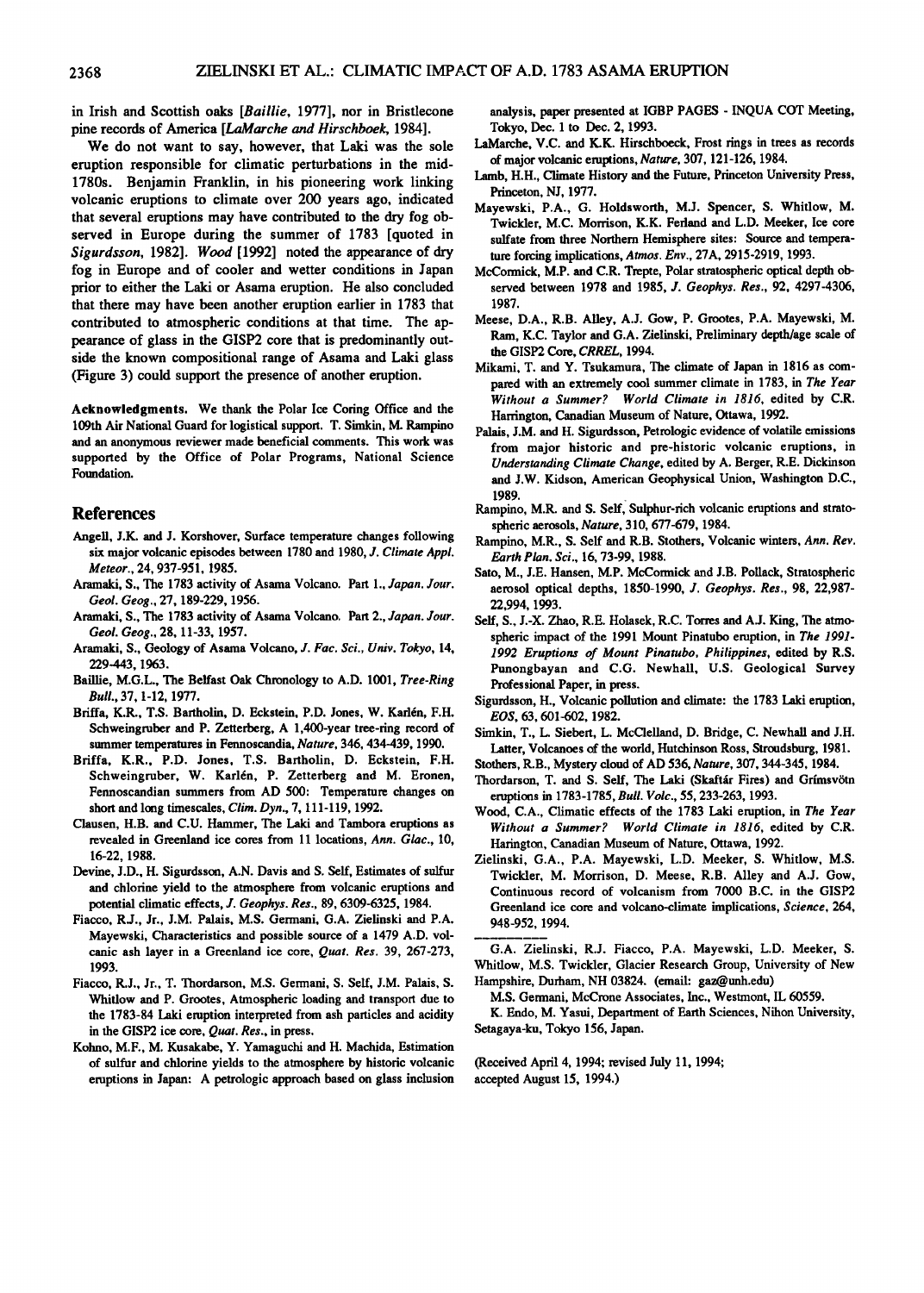in Irish and Scottish oaks [*Baillie*, 1977], nor in Bristlecone pine records of America [*LaMarche and Hirschboek*, 1984].

We do not want to say, however, that Laki was the sole eruption responsible for climatic perturbations in the mid-1780s. Benjamin Franklin, in his pioneering work linking volcanic eruptions to climate over 200 years ago, indicated that several eruptions may have contributed to the dry fog observed in Europe during the summer of 1783 [quoted in *Sigurdsson*, 1982]. *Wood* [1992] noted the appearance of dry fog in Europe and of cooler and wetter conditions in Japan prior to either the Laki or Asama eruption. He also concluded that there may have been another eruption earlier in 1783 that contributed to atmospheric conditions at that time. The appearance of glass in the GISP2 core that is predominantly outside the known compositional range of Asama and Laki glass (Figure 3) could support the presence of another eruption.

**Acknowledgments.** We thank the Polar Ice Coring Office and the 109th Air National Guard for logistical support. T. Simkin, M. Rampino and an anonymous reviewer made beneficial comments. This work was supported by the Office of Polar Programs, National Science Foundation.

## References

Angell, J.K. and J. Korshover, Surface temperature changes following six major volcanic episodes between 1780 and 1980, *J. Climate Appl. Meteor.*, 24, 937-951, 1985.

Aramaki, S., The 1783 activity of Asama Volcano. Part 1., *Japan. Jour. Geol. Geog.*, 27, 189-229, 1956.

Aramaki, S., The 1783 activity of Asama Volcano. Part 2., *Japan. Jour. Geol. Geog.*, 28, 11-33, 1957.

Aramaki, S., Geology of Asama Volcano, *J. Fac. Sci., Univ. Tokyo*, 14, 229-443, 1963.

Baillie, M.G.L., The Belfast Oak Chronology to A.D. 1001, *Tree-Ring Bull.*, 37, 1-12, 1977.

Briffa, K.R., T.S. Bartholin, D. Eckstein, P.D. Jones, W. Karlén, F.H. Schweingruber and P. Zetterberg, A 1,400-year tree-ring record of summer temperatures in Fennoscandia, *Nature*, 346, 434-439, 1990.

Briffa, K.R., P.D. Jones, T.S. Bartholin, D. Eckstein, F.H. Schweingruber, W. Karlén, P. Zetterberg and M. Eronen, Fennoscandian summers from AD 500: Temperature changes on short and long timescales, *Clim. Dyn.*, 7, 111-119, 1992.

Clausen, H.B. and C.U. Hammer, The Laki and Tambora eruptions as revealed in Greenland ice cores from 11 locations, *Ann. Glac.*, 10, 16-22, 1988.

Devine, J.D., H. Sigurdsson, A.N. Davis and S. Self, Estimates of sulfur and chlorine yield to the atmosphere from volcanic eruptions and potential climatic effects, *J. Geophys. Res.*, 89, 6309-6325, 1984.

Fiacco, R.J., Jr., J.M. Palais, M.S. Germani, G.A. Zielinski and P.A. Mayewski, Characteristics and possible source of a 1479 A.D. volcanic ash layer in a Greenland ice core, *Quat. Res.* 39, 267-273, 1993.

Fiacco, R.J., Jr., T. Thordarson, M.S. Germani, S. Self, J.M. Palais, S. Whitlow and P. Grootes, Atmospheric loading and transport due to the 1783-84 Laki eruption interpreted from ash particles and acidity in the GISP2 ice core, *Quat. Res.*, in press.

Kohno, M.F., M. Kusakabe, Y. Yamaguchi and H. Machida, Estimation of sulfur and chlorine yields to the atmosphere by historic volcanic eruptions in Japan: A petrologic approach based on glass inclusion analysis, paper presented at IGBP PAGES - INQUA COT Meeting, Tokyo, Dec. 1 to Dec. 2, 1993.

LaMarche, V.C. and K.K. Hirschboeck, Frost rings in trees as records of major volcanic eruptions, *Nature*, 307, 121-126, 1984.

Lamb, H.H., Climate History and the Future, Princeton University Press, Princeton, NJ, 1977.

Mayewski, P.A., G. Holdsworth, M.J. Spencer, S. Whitlow, M. Twickler, M.C. Morrison, K.K. Ferland and L.D. Meeker, Ice core sulfate from three Northern Hemisphere sites: Source and temperature forcing implications, *Atmos. Env.*, 27A, 2915-2919, 1993.

McCormick, M.P. and C.R. Trepte, Polar stratospheric optical depth observed between 1978 and 1985, *J. Geophys. Res.*, 92, 4297-4306, 1987.

Meese, D.A., R.B. Alley, A.J. Gow, P. Grootes, P.A. Mayewski, M. Ram, K.C. Taylor and G.A. Zielinski, Preliminary depth/age scale of the GISP2 Core, *CRREL*, 1994.

Mikami, T. and Y. Tsukamura, The climate of Japan in 1816 as compared with an extremely cool summer climate in 1783, in *The Year Without a Summer? World Climate in 1816*, edited by C.R. Harrington, Canadian Museum of Nature, Ottawa, 1992.

Palais, J.M. and H. Sigurdsson, Petrologic evidence of volatile emissions from major historic and pre-historic volcanic eruptions, in *Understanding Climate Change*, edited by A. Berger, R.E. Dickinson and J.W. Kidson, American Geophysical Union, Washington D.C., 1989.

Rampino, M.R. and S. Self, Sulphur-rich volcanic eruptions and stratospheric aerosols, *Nature*, 310, 677-679, 1984.

Rampino, M.R., S. Self and R.B. Stothers, Volcanic winters, *Ann. Rev. Earth Plan. Sci.*, 16, 73-99, 1988.

Sato, M., J.E. Hansen, M.P. McCormick and J.B. Pollack, Stratospheric aerosol optical depths, 1850-1990, *J. Geophys. Res.*, 98, 22,987-22,994, 1993.

Self, S., J.-X. Zhao, R.E. Holasek, R.C. Torres and A.J. King, The atmospheric impact of the 1991 Mount Pinatubo eruption, in *The 1991-1992 Eruptions of Mount Pinatubo, Philippines*, edited by R.S. Punongbayan and C.G. Newhall, U.S. Geological Survey Professional Paper, in press.

Sigurdsson, H., Volcanic pollution and climate: the 1783 Laki eruption, *EOS*, 63, 601-602, 1982.

Simkin, T., L. Siebert, L. McClelland, D. Bridge, C. Newhall and J.H. Latter, Volcanoes of the world, Hutchinson Ross, Stroudsburg, 1981.

Stothers, R.B., Mystery cloud of AD 536, *Nature*, 307, 344-345, 1984.

Thordarson, T. and S. Self, The Laki (Skaftár Fires) and Grímsvötn eruptions in 1783-1785, *Bull. Volc.*, 55, 233-263, 1993.

Wood, C.A., Climatic effects of the 1783 Laki eruption, in *The Year Without a Summer? World Climate in 1816*, edited by C.R. Harington, Canadian Museum of Nature, Ottawa, 1992.

Zielinski, G.A., P.A. Mayewski, L.D. Meeker, S. Whitlow, M.S. Twickler, M. Morrison, D. Meese, R.B. Alley and A.J. Gow, Continuous record of volcanism from 7000 B.C. in the GISP2 Greenland ice core and volcano-climate implications, *Science*, 264, 948-952, 1994.

---

G.A. Zielinski, R.J. Fiacco, P.A. Mayewski, L.D. Meeker, S. Whitlow, M.S. Twickler, Glacier Research Group, University of New Hampshire, Durham, NH 03824. (email: gaz@unh.edu)

M.S. Germani, McCrone Associates, Inc., Westmont, IL 60559.

K. Endo, M. Yasui, Department of Earth Sciences, Nihon University, Setagaya-ku, Tokyo 156, Japan.

(Received April 4, 1994; revised July 11, 1994; accepted August 15, 1994.)